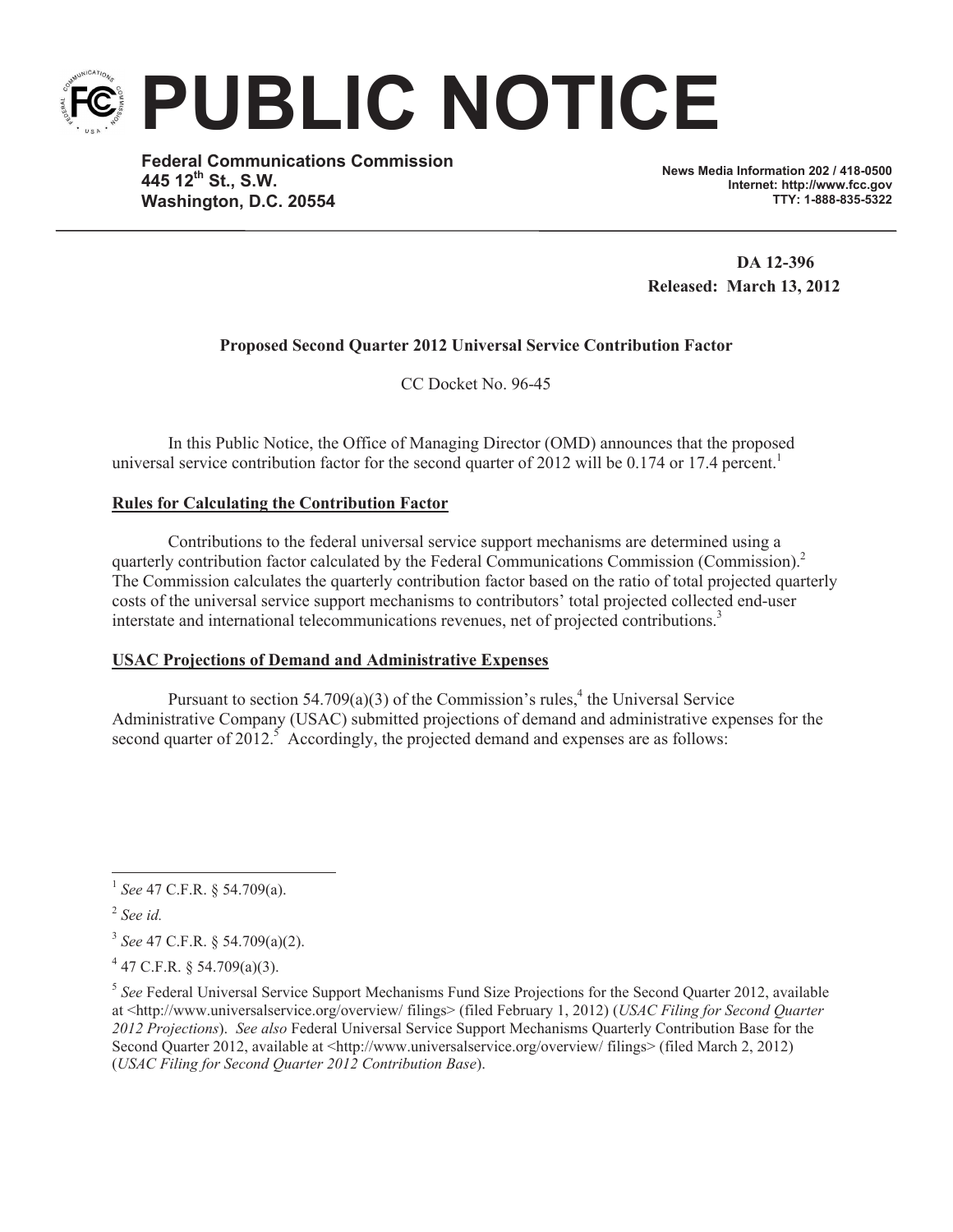# PUBLIC NOTICE

**Federal Communications Commission**
**445 12th St., S.W.**
**Washington, D.C. 20554**

**News Media Information 202 / 418-0500**
**Internet: http://www.fcc.gov**
**TTY: 1-888-835-5322**

**DA 12-396**
**Released: March 13, 2012**

**Proposed Second Quarter 2012 Universal Service Contribution Factor**

CC Docket No. 96-45

In this Public Notice, the Office of Managing Director (OMD) announces that the proposed universal service contribution factor for the second quarter of 2012 will be 0.174 or 17.4 percent.[1]

## Rules for Calculating the Contribution Factor

Contributions to the federal universal service support mechanisms are determined using a quarterly contribution factor calculated by the Federal Communications Commission (Commission).[2] The Commission calculates the quarterly contribution factor based on the ratio of total projected quarterly costs of the universal service support mechanisms to contributors' total projected collected end-user interstate and international telecommunications revenues, net of projected contributions.[3]

## USAC Projections of Demand and Administrative Expenses

Pursuant to section 54.709(a)(3) of the Commission's rules,[4] the Universal Service Administrative Company (USAC) submitted projections of demand and administrative expenses for the second quarter of 2012.[5] Accordingly, the projected demand and expenses are as follows:

---

[1] *See* 47 C.F.R. § 54.709(a).

[2] *See id.*

[3] *See* 47 C.F.R. § 54.709(a)(2).

[4] 47 C.F.R. § 54.709(a)(3).

[5] *See* Federal Universal Service Support Mechanisms Fund Size Projections for the Second Quarter 2012, available at <http://www.universalservice.org/overview/ filings> (filed February 1, 2012) (*USAC Filing for Second Quarter 2012 Projections*). *See also* Federal Universal Service Support Mechanisms Quarterly Contribution Base for the Second Quarter 2012, available at <http://www.universalservice.org/overview/ filings> (filed March 2, 2012) (*USAC Filing for Second Quarter 2012 Contribution Base*).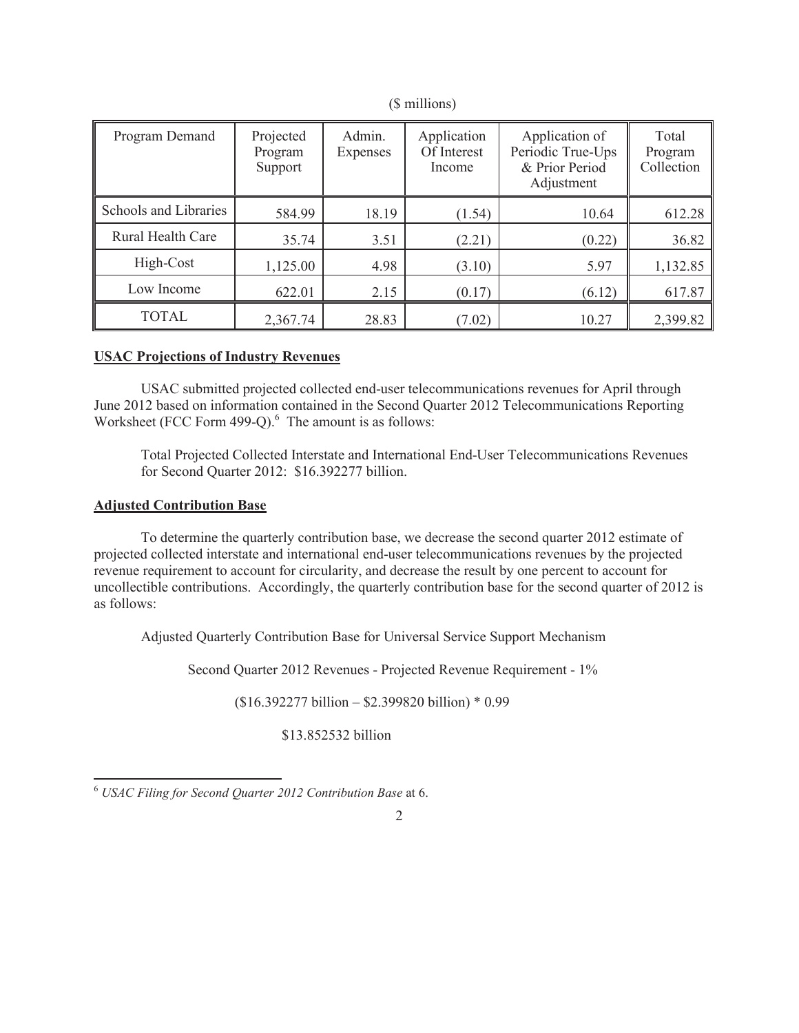($ millions)

| Program Demand | Projected Program Support | Admin. Expenses | Application Of Interest Income | Application of Periodic True-Ups & Prior Period Adjustment | Total Program Collection |
|---|---|---|---|---|---|
| Schools and Libraries | 584.99 | 18.19 | (1.54) | 10.64 | 612.28 |
| Rural Health Care | 35.74 | 3.51 | (2.21) | (0.22) | 36.82 |
| High-Cost | 1,125.00 | 4.98 | (3.10) | 5.97 | 1,132.85 |
| Low Income | 622.01 | 2.15 | (0.17) | (6.12) | 617.87 |
| TOTAL | 2,367.74 | 28.83 | (7.02) | 10.27 | 2,399.82 |

**USAC Projections of Industry Revenues**

USAC submitted projected collected end-user telecommunications revenues for April through June 2012 based on information contained in the Second Quarter 2012 Telecommunications Reporting Worksheet (FCC Form 499-Q).[6] The amount is as follows:

Total Projected Collected Interstate and International End-User Telecommunications Revenues for Second Quarter 2012: $16.392277 billion.

**Adjusted Contribution Base**

To determine the quarterly contribution base, we decrease the second quarter 2012 estimate of projected collected interstate and international end-user telecommunications revenues by the projected revenue requirement to account for circularity, and decrease the result by one percent to account for uncollectible contributions. Accordingly, the quarterly contribution base for the second quarter of 2012 is as follows:

Adjusted Quarterly Contribution Base for Universal Service Support Mechanism

Second Quarter 2012 Revenues - Projected Revenue Requirement - 1%

($16.392277 billion – $2.399820 billion) * 0.99

$13.852532 billion

[6] *USAC Filing for Second Quarter 2012 Contribution Base* at 6.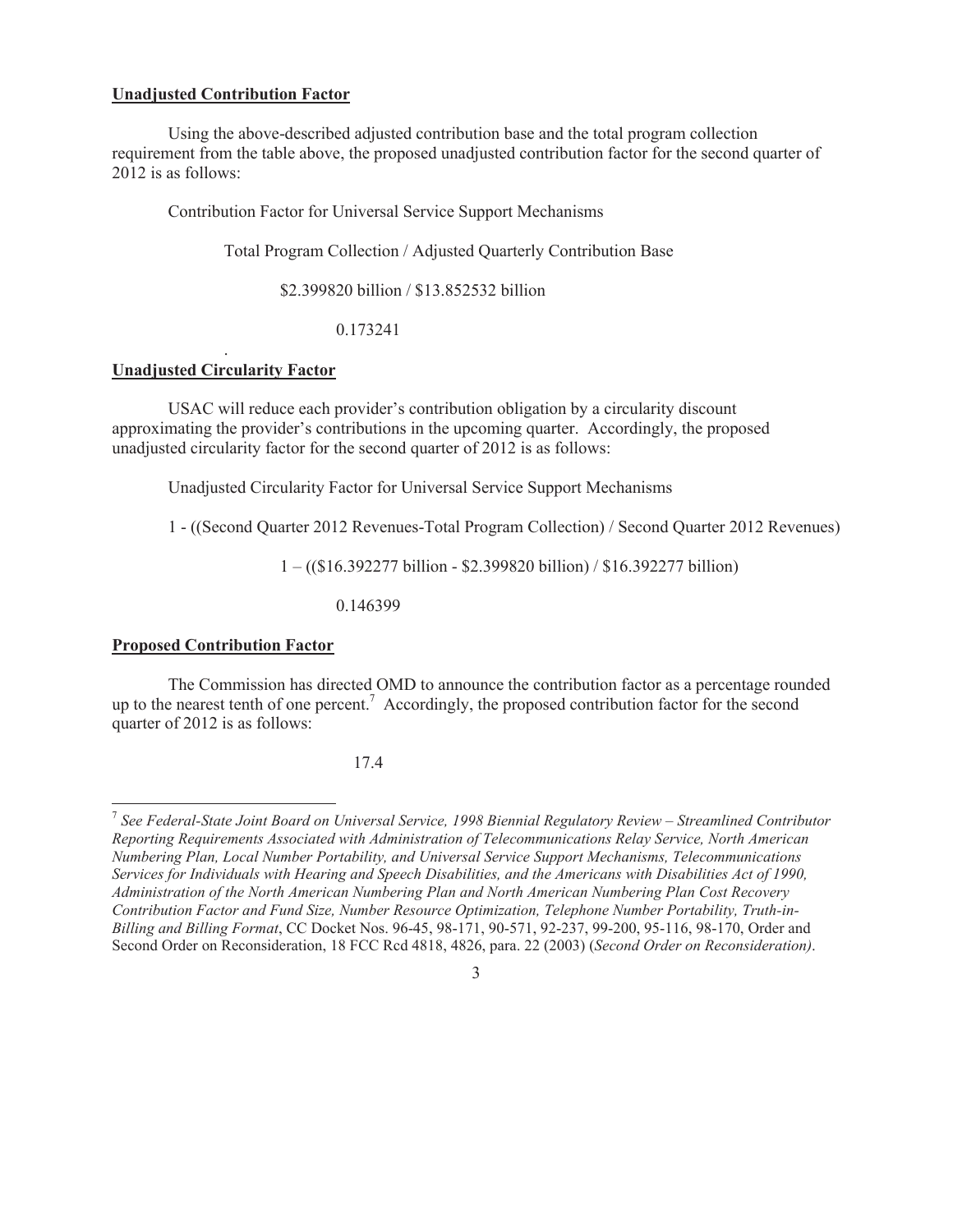**Unadjusted Contribution Factor**

Using the above-described adjusted contribution base and the total program collection requirement from the table above, the proposed unadjusted contribution factor for the second quarter of 2012 is as follows:

Contribution Factor for Universal Service Support Mechanisms

Total Program Collection / Adjusted Quarterly Contribution Base

\$2.399820 billion / \$13.852532 billion

0.173241

**Unadjusted Circularity Factor**

USAC will reduce each provider's contribution obligation by a circularity discount approximating the provider's contributions in the upcoming quarter. Accordingly, the proposed unadjusted circularity factor for the second quarter of 2012 is as follows:

Unadjusted Circularity Factor for Universal Service Support Mechanisms

1 - ((Second Quarter 2012 Revenues-Total Program Collection) / Second Quarter 2012 Revenues)

1 – ((\$16.392277 billion - \$2.399820 billion) / \$16.392277 billion)

0.146399

**Proposed Contribution Factor**

The Commission has directed OMD to announce the contribution factor as a percentage rounded up to the nearest tenth of one percent.[7] Accordingly, the proposed contribution factor for the second quarter of 2012 is as follows:

17.4

---

[7] *See Federal-State Joint Board on Universal Service, 1998 Biennial Regulatory Review – Streamlined Contributor Reporting Requirements Associated with Administration of Telecommunications Relay Service, North American Numbering Plan, Local Number Portability, and Universal Service Support Mechanisms, Telecommunications Services for Individuals with Hearing and Speech Disabilities, and the Americans with Disabilities Act of 1990, Administration of the North American Numbering Plan and North American Numbering Plan Cost Recovery Contribution Factor and Fund Size, Number Resource Optimization, Telephone Number Portability, Truth-in-Billing and Billing Format*, CC Docket Nos. 96-45, 98-171, 90-571, 92-237, 99-200, 95-116, 98-170, Order and Second Order on Reconsideration, 18 FCC Rcd 4818, 4826, para. 22 (2003) (*Second Order on Reconsideration)*.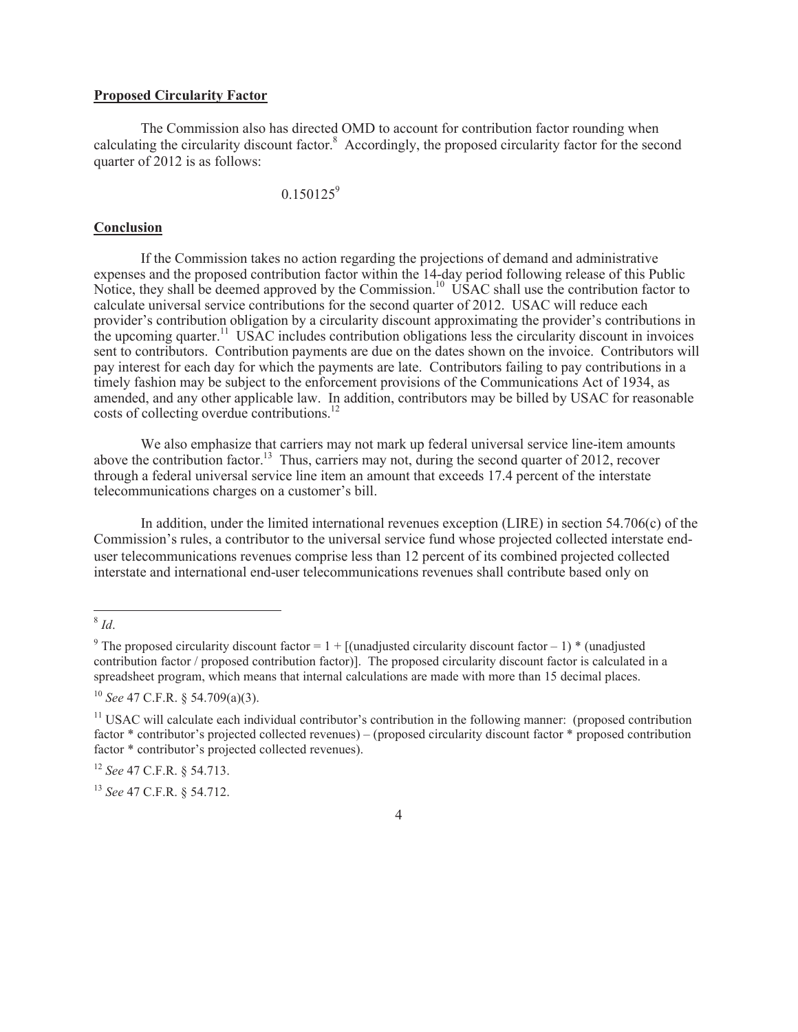**Proposed Circularity Factor**

The Commission also has directed OMD to account for contribution factor rounding when calculating the circularity discount factor.[8] Accordingly, the proposed circularity factor for the second quarter of 2012 is as follows:

0.150125[9]

**Conclusion**

If the Commission takes no action regarding the projections of demand and administrative expenses and the proposed contribution factor within the 14-day period following release of this Public Notice, they shall be deemed approved by the Commission.[10] USAC shall use the contribution factor to calculate universal service contributions for the second quarter of 2012. USAC will reduce each provider's contribution obligation by a circularity discount approximating the provider's contributions in the upcoming quarter.[11] USAC includes contribution obligations less the circularity discount in invoices sent to contributors. Contribution payments are due on the dates shown on the invoice. Contributors will pay interest for each day for which the payments are late. Contributors failing to pay contributions in a timely fashion may be subject to the enforcement provisions of the Communications Act of 1934, as amended, and any other applicable law. In addition, contributors may be billed by USAC for reasonable costs of collecting overdue contributions.[12]

We also emphasize that carriers may not mark up federal universal service line-item amounts above the contribution factor.[13] Thus, carriers may not, during the second quarter of 2012, recover through a federal universal service line item an amount that exceeds 17.4 percent of the interstate telecommunications charges on a customer's bill.

In addition, under the limited international revenues exception (LIRE) in section 54.706(c) of the Commission's rules, a contributor to the universal service fund whose projected collected interstate end-user telecommunications revenues comprise less than 12 percent of its combined projected collected interstate and international end-user telecommunications revenues shall contribute based only on

---

[8] *Id*.

[9] The proposed circularity discount factor = 1 + [(unadjusted circularity discount factor – 1) * (unadjusted contribution factor / proposed contribution factor)]. The proposed circularity discount factor is calculated in a spreadsheet program, which means that internal calculations are made with more than 15 decimal places.

[10] *See* 47 C.F.R. § 54.709(a)(3).

[11] USAC will calculate each individual contributor's contribution in the following manner: (proposed contribution factor * contributor's projected collected revenues) – (proposed circularity discount factor * proposed contribution factor * contributor's projected collected revenues).

[12] *See* 47 C.F.R. § 54.713.

[13] *See* 47 C.F.R. § 54.712.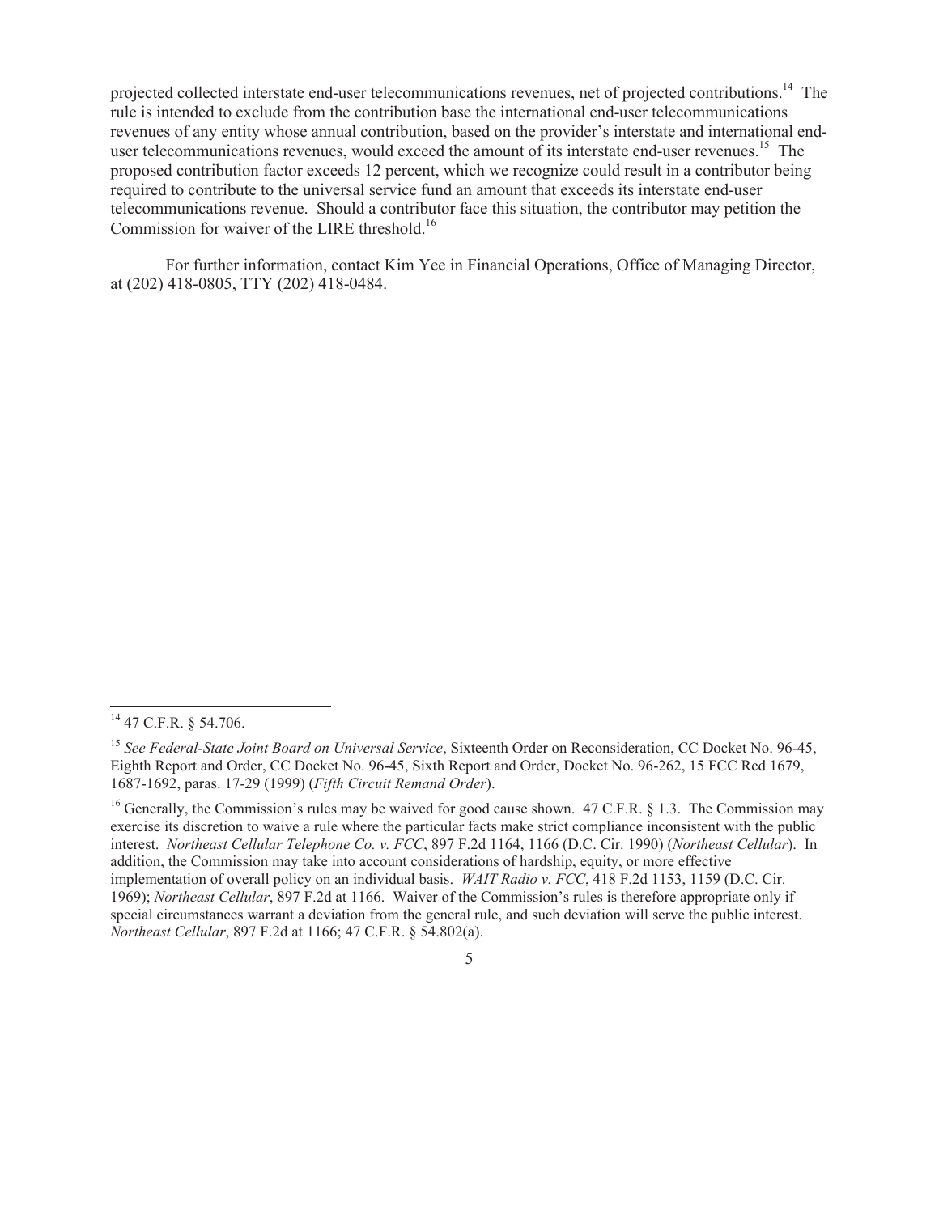projected collected interstate end-user telecommunications revenues, net of projected contributions.[14] The rule is intended to exclude from the contribution base the international end-user telecommunications revenues of any entity whose annual contribution, based on the provider's interstate and international end-user telecommunications revenues, would exceed the amount of its interstate end-user revenues.[15] The proposed contribution factor exceeds 12 percent, which we recognize could result in a contributor being required to contribute to the universal service fund an amount that exceeds its interstate end-user telecommunications revenue. Should a contributor face this situation, the contributor may petition the Commission for waiver of the LIRE threshold.[16]

For further information, contact Kim Yee in Financial Operations, Office of Managing Director, at (202) 418-0805, TTY (202) 418-0484.

---

[14] 47 C.F.R. § 54.706.

[15] *See Federal-State Joint Board on Universal Service*, Sixteenth Order on Reconsideration, CC Docket No. 96-45, Eighth Report and Order, CC Docket No. 96-45, Sixth Report and Order, Docket No. 96-262, 15 FCC Rcd 1679, 1687-1692, paras. 17-29 (1999) (*Fifth Circuit Remand Order*).

[16] Generally, the Commission's rules may be waived for good cause shown. 47 C.F.R. § 1.3. The Commission may exercise its discretion to waive a rule where the particular facts make strict compliance inconsistent with the public interest. *Northeast Cellular Telephone Co. v. FCC*, 897 F.2d 1164, 1166 (D.C. Cir. 1990) (*Northeast Cellular*). In addition, the Commission may take into account considerations of hardship, equity, or more effective implementation of overall policy on an individual basis. *WAIT Radio v. FCC*, 418 F.2d 1153, 1159 (D.C. Cir. 1969); *Northeast Cellular*, 897 F.2d at 1166. Waiver of the Commission's rules is therefore appropriate only if special circumstances warrant a deviation from the general rule, and such deviation will serve the public interest. *Northeast Cellular*, 897 F.2d at 1166; 47 C.F.R. § 54.802(a).